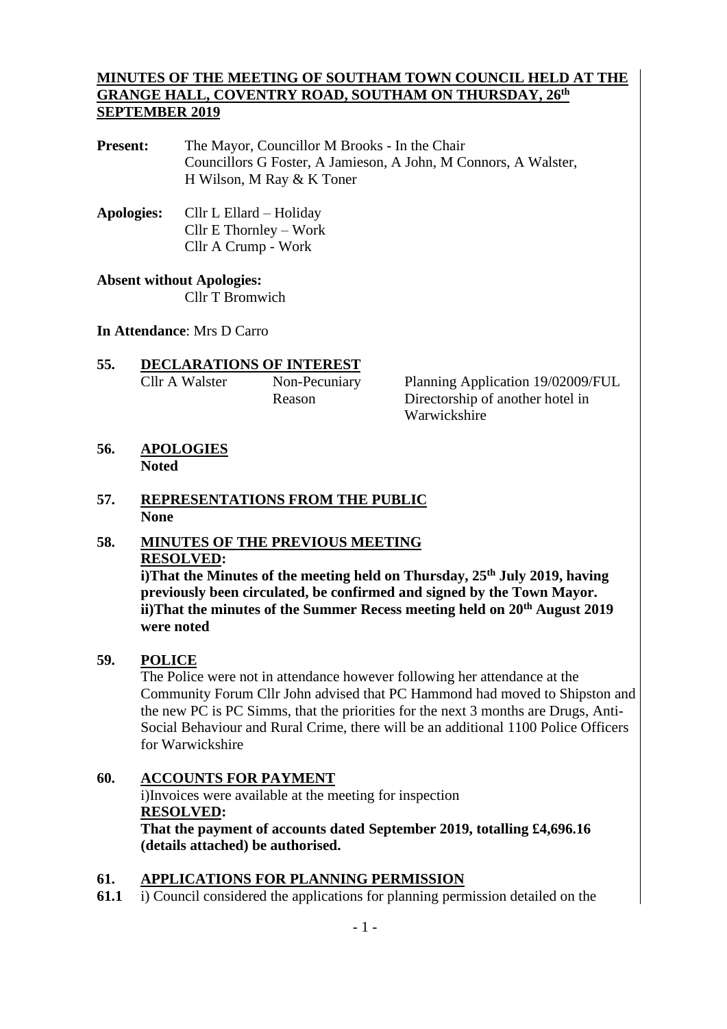**MINUTES OF THE MEETING OF SOUTHAM TOWN COUNCIL HELD AT THE GRANGE HALL, COVENTRY ROAD, SOUTHAM ON THURSDAY, 26th SEPTEMBER 2019**

**Present:** The Mayor, Councillor M Brooks - In the Chair
Councillors G Foster, A Jamieson, A John, M Connors, A Walster, H Wilson, M Ray & K Toner

**Apologies:** Cllr L Ellard – Holiday
Cllr E Thornley – Work
Cllr A Crump - Work

**Absent without Apologies:**
Cllr T Bromwich

**In Attendance**: Mrs D Carro

## 55. DECLARATIONS OF INTEREST

| | | |
|---|---|---|
| Cllr A Walster | Non-Pecuniary | Planning Application 19/02009/FUL |
| | Reason | Directorship of another hotel in Warwickshire |

## 56. APOLOGIES

**Noted**

## 57. REPRESENTATIONS FROM THE PUBLIC

**None**

## 58. MINUTES OF THE PREVIOUS MEETING

**RESOLVED:**

**i)That the Minutes of the meeting held on Thursday, 25th July 2019, having previously been circulated, be confirmed and signed by the Town Mayor.**
**ii)That the minutes of the Summer Recess meeting held on 20th August 2019 were noted**

## 59. POLICE

The Police were not in attendance however following her attendance at the Community Forum Cllr John advised that PC Hammond had moved to Shipston and the new PC is PC Simms, that the priorities for the next 3 months are Drugs, Anti-Social Behaviour and Rural Crime, there will be an additional 1100 Police Officers for Warwickshire

## 60. ACCOUNTS FOR PAYMENT

i)Invoices were available at the meeting for inspection

**RESOLVED:**

**That the payment of accounts dated September 2019, totalling £4,696.16 (details attached) be authorised.**

## 61. APPLICATIONS FOR PLANNING PERMISSION

**61.1** i) Council considered the applications for planning permission detailed on the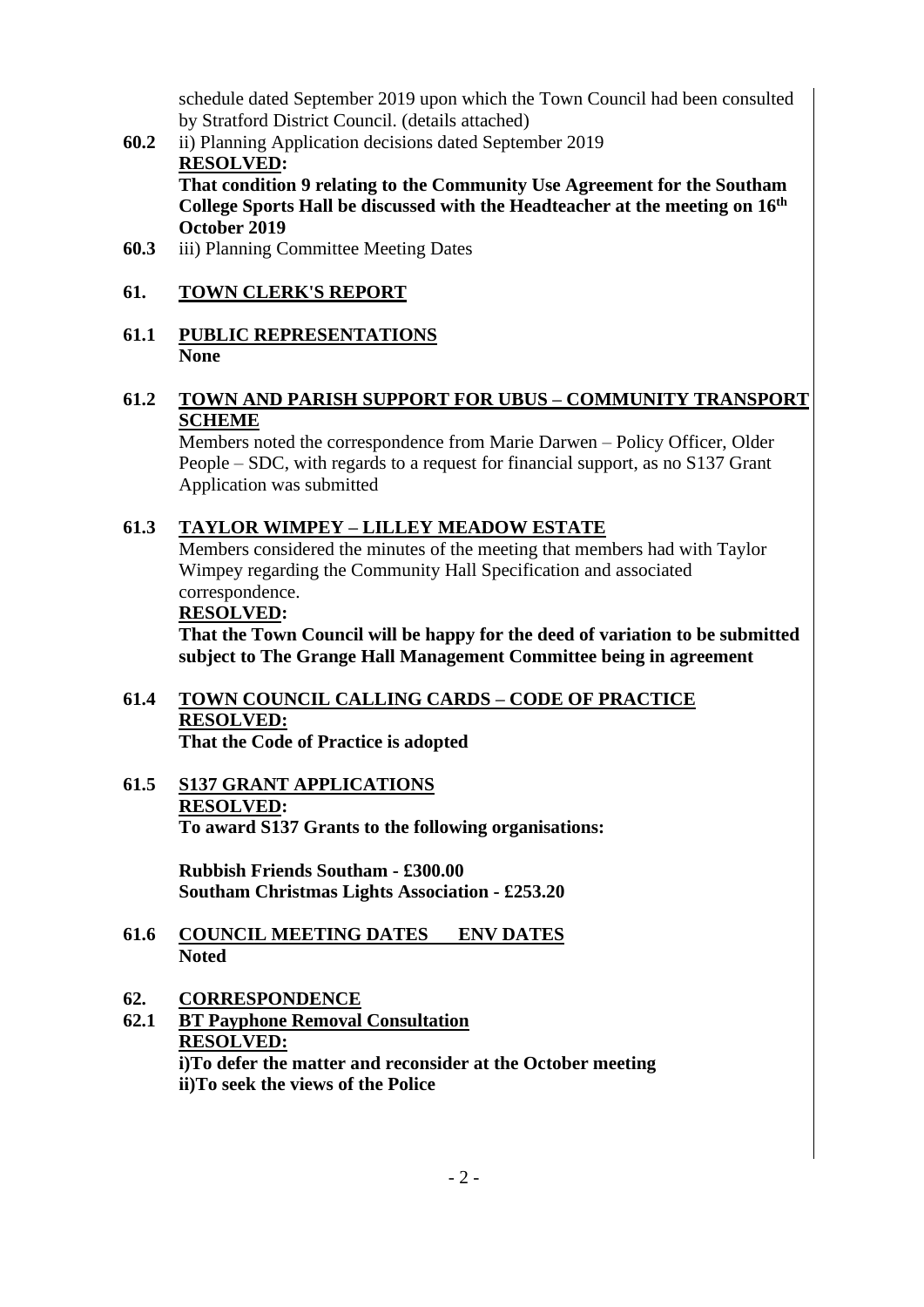schedule dated September 2019 upon which the Town Council had been consulted by Stratford District Council. (details attached)

**60.2** ii) Planning Application decisions dated September 2019

**RESOLVED:**

**That condition 9 relating to the Community Use Agreement for the Southam College Sports Hall be discussed with the Headteacher at the meeting on 16th October 2019**

**60.3** iii) Planning Committee Meeting Dates

## 61. TOWN CLERK'S REPORT

### 61.1 PUBLIC REPRESENTATIONS

**None**

### 61.2 TOWN AND PARISH SUPPORT FOR UBUS – COMMUNITY TRANSPORT SCHEME

Members noted the correspondence from Marie Darwen – Policy Officer, Older People – SDC, with regards to a request for financial support, as no S137 Grant Application was submitted

### 61.3 TAYLOR WIMPEY – LILLEY MEADOW ESTATE

Members considered the minutes of the meeting that members had with Taylor Wimpey regarding the Community Hall Specification and associated correspondence.

**RESOLVED:**

**That the Town Council will be happy for the deed of variation to be submitted subject to The Grange Hall Management Committee being in agreement**

### 61.4 TOWN COUNCIL CALLING CARDS – CODE OF PRACTICE

**RESOLVED:**

**That the Code of Practice is adopted**

### 61.5 S137 GRANT APPLICATIONS

**RESOLVED:**

**To award S137 Grants to the following organisations:**

**Rubbish Friends Southam - £300.00**
**Southam Christmas Lights Association - £253.20**

### 61.6 COUNCIL MEETING DATES ENV DATES

**Noted**

## 62. CORRESPONDENCE

### 62.1 BT Payphone Removal Consultation

**RESOLVED:**

**i)To defer the matter and reconsider at the October meeting**
**ii)To seek the views of the Police**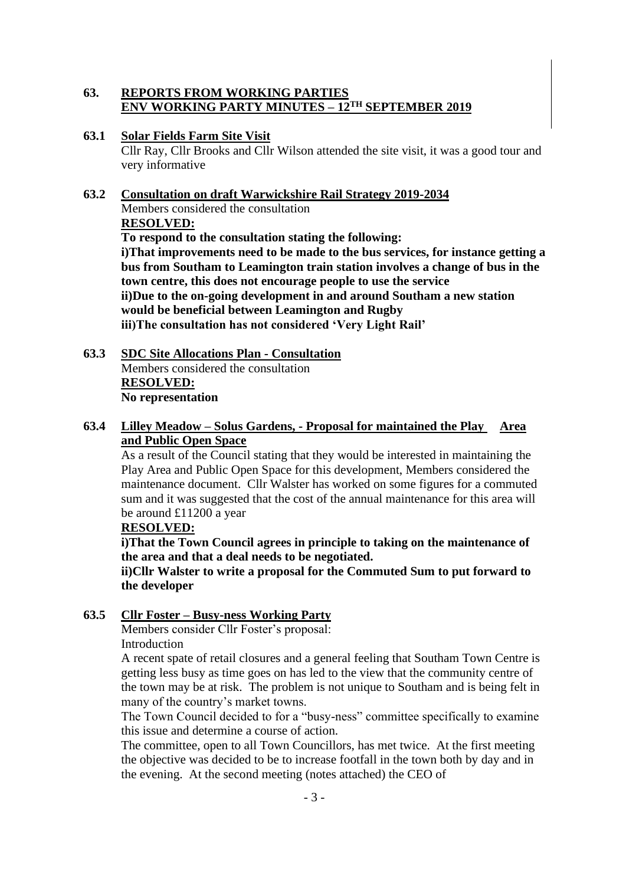## 63. REPORTS FROM WORKING PARTIES
## ENV WORKING PARTY MINUTES – 12TH SEPTEMBER 2019

### 63.1 Solar Fields Farm Site Visit

Cllr Ray, Cllr Brooks and Cllr Wilson attended the site visit, it was a good tour and very informative

### 63.2 Consultation on draft Warwickshire Rail Strategy 2019-2034

Members considered the consultation

**RESOLVED:**

**To respond to the consultation stating the following:**

**i)That improvements need to be made to the bus services, for instance getting a bus from Southam to Leamington train station involves a change of bus in the town centre, this does not encourage people to use the service**

**ii)Due to the on-going development in and around Southam a new station would be beneficial between Leamington and Rugby**

**iii)The consultation has not considered 'Very Light Rail'**

### 63.3 SDC Site Allocations Plan - Consultation

Members considered the consultation

**RESOLVED:**

**No representation**

### 63.4 Lilley Meadow – Solus Gardens, - Proposal for maintained the Play Area and Public Open Space

As a result of the Council stating that they would be interested in maintaining the Play Area and Public Open Space for this development, Members considered the maintenance document. Cllr Walster has worked on some figures for a commuted sum and it was suggested that the cost of the annual maintenance for this area will be around £11200 a year

**RESOLVED:**

**i)That the Town Council agrees in principle to taking on the maintenance of the area and that a deal needs to be negotiated.**

**ii)Cllr Walster to write a proposal for the Commuted Sum to put forward to the developer**

### 63.5 Cllr Foster – Busy-ness Working Party

Members consider Cllr Foster's proposal:

Introduction

A recent spate of retail closures and a general feeling that Southam Town Centre is getting less busy as time goes on has led to the view that the community centre of the town may be at risk. The problem is not unique to Southam and is being felt in many of the country's market towns.

The Town Council decided to for a "busy-ness" committee specifically to examine this issue and determine a course of action.

The committee, open to all Town Councillors, has met twice. At the first meeting the objective was decided to be to increase footfall in the town both by day and in the evening. At the second meeting (notes attached) the CEO of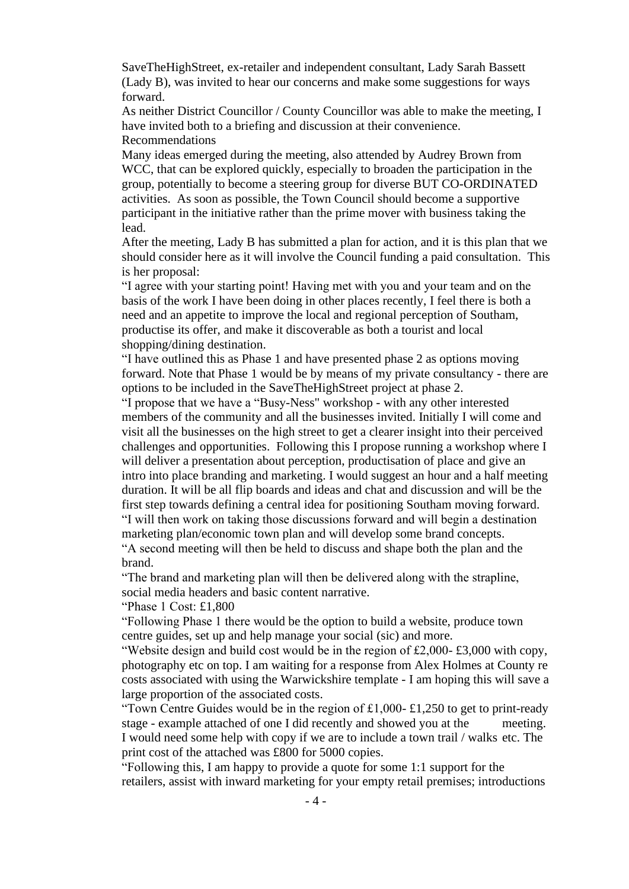SaveTheHighStreet, ex-retailer and independent consultant, Lady Sarah Bassett (Lady B), was invited to hear our concerns and make some suggestions for ways forward.

As neither District Councillor / County Councillor was able to make the meeting, I have invited both to a briefing and discussion at their convenience.

Recommendations

Many ideas emerged during the meeting, also attended by Audrey Brown from WCC, that can be explored quickly, especially to broaden the participation in the group, potentially to become a steering group for diverse BUT CO-ORDINATED activities. As soon as possible, the Town Council should become a supportive participant in the initiative rather than the prime mover with business taking the lead.

After the meeting, Lady B has submitted a plan for action, and it is this plan that we should consider here as it will involve the Council funding a paid consultation. This is her proposal:

"I agree with your starting point! Having met with you and your team and on the basis of the work I have been doing in other places recently, I feel there is both a need and an appetite to improve the local and regional perception of Southam, productise its offer, and make it discoverable as both a tourist and local shopping/dining destination.

"I have outlined this as Phase 1 and have presented phase 2 as options moving forward. Note that Phase 1 would be by means of my private consultancy - there are options to be included in the SaveTheHighStreet project at phase 2.

"I propose that we have a "Busy-Ness" workshop - with any other interested members of the community and all the businesses invited. Initially I will come and visit all the businesses on the high street to get a clearer insight into their perceived challenges and opportunities. Following this I propose running a workshop where I will deliver a presentation about perception, productisation of place and give an intro into place branding and marketing. I would suggest an hour and a half meeting duration. It will be all flip boards and ideas and chat and discussion and will be the first step towards defining a central idea for positioning Southam moving forward.

"I will then work on taking those discussions forward and will begin a destination marketing plan/economic town plan and will develop some brand concepts.

"A second meeting will then be held to discuss and shape both the plan and the brand.

"The brand and marketing plan will then be delivered along with the strapline, social media headers and basic content narrative.

"Phase 1 Cost: £1,800

"Following Phase 1 there would be the option to build a website, produce town centre guides, set up and help manage your social (sic) and more.

"Website design and build cost would be in the region of £2,000- £3,000 with copy, photography etc on top. I am waiting for a response from Alex Holmes at County re costs associated with using the Warwickshire template - I am hoping this will save a large proportion of the associated costs.

"Town Centre Guides would be in the region of £1,000- £1,250 to get to print-ready stage - example attached of one I did recently and showed you at the meeting. I would need some help with copy if we are to include a town trail / walks etc. The print cost of the attached was £800 for 5000 copies.

"Following this, I am happy to provide a quote for some 1:1 support for the retailers, assist with inward marketing for your empty retail premises; introductions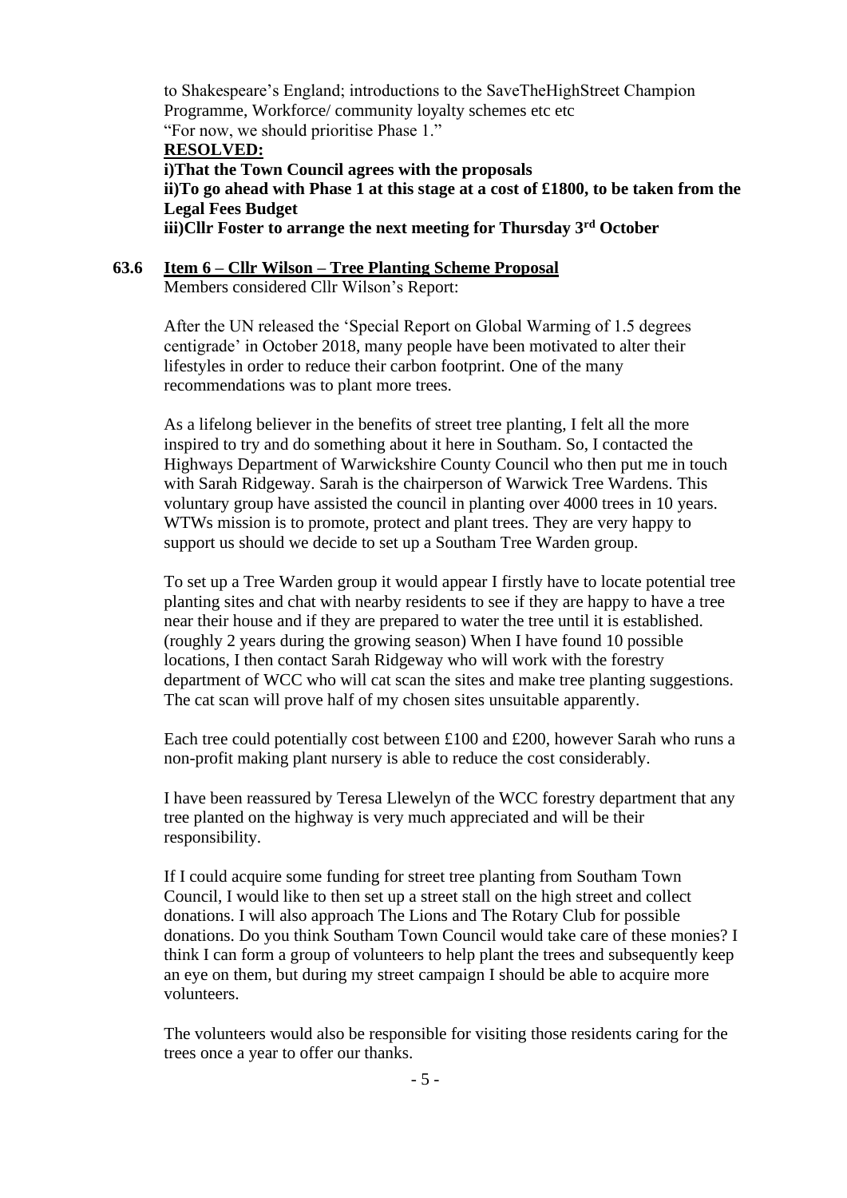to Shakespeare's England; introductions to the SaveTheHighStreet Champion Programme, Workforce/ community loyalty schemes etc etc
"For now, we should prioritise Phase 1."

**RESOLVED:**

**i)That the Town Council agrees with the proposals**
**ii)To go ahead with Phase 1 at this stage at a cost of £1800, to be taken from the Legal Fees Budget**
**iii)Cllr Foster to arrange the next meeting for Thursday 3rd October**

**63.6 Item 6 – Cllr Wilson – Tree Planting Scheme Proposal**

Members considered Cllr Wilson's Report:

After the UN released the 'Special Report on Global Warming of 1.5 degrees centigrade' in October 2018, many people have been motivated to alter their lifestyles in order to reduce their carbon footprint. One of the many recommendations was to plant more trees.

As a lifelong believer in the benefits of street tree planting, I felt all the more inspired to try and do something about it here in Southam. So, I contacted the Highways Department of Warwickshire County Council who then put me in touch with Sarah Ridgeway. Sarah is the chairperson of Warwick Tree Wardens. This voluntary group have assisted the council in planting over 4000 trees in 10 years. WTWs mission is to promote, protect and plant trees. They are very happy to support us should we decide to set up a Southam Tree Warden group.

To set up a Tree Warden group it would appear I firstly have to locate potential tree planting sites and chat with nearby residents to see if they are happy to have a tree near their house and if they are prepared to water the tree until it is established. (roughly 2 years during the growing season) When I have found 10 possible locations, I then contact Sarah Ridgeway who will work with the forestry department of WCC who will cat scan the sites and make tree planting suggestions. The cat scan will prove half of my chosen sites unsuitable apparently.

Each tree could potentially cost between £100 and £200, however Sarah who runs a non-profit making plant nursery is able to reduce the cost considerably.

I have been reassured by Teresa Llewelyn of the WCC forestry department that any tree planted on the highway is very much appreciated and will be their responsibility.

If I could acquire some funding for street tree planting from Southam Town Council, I would like to then set up a street stall on the high street and collect donations. I will also approach The Lions and The Rotary Club for possible donations. Do you think Southam Town Council would take care of these monies? I think I can form a group of volunteers to help plant the trees and subsequently keep an eye on them, but during my street campaign I should be able to acquire more volunteers.

The volunteers would also be responsible for visiting those residents caring for the trees once a year to offer our thanks.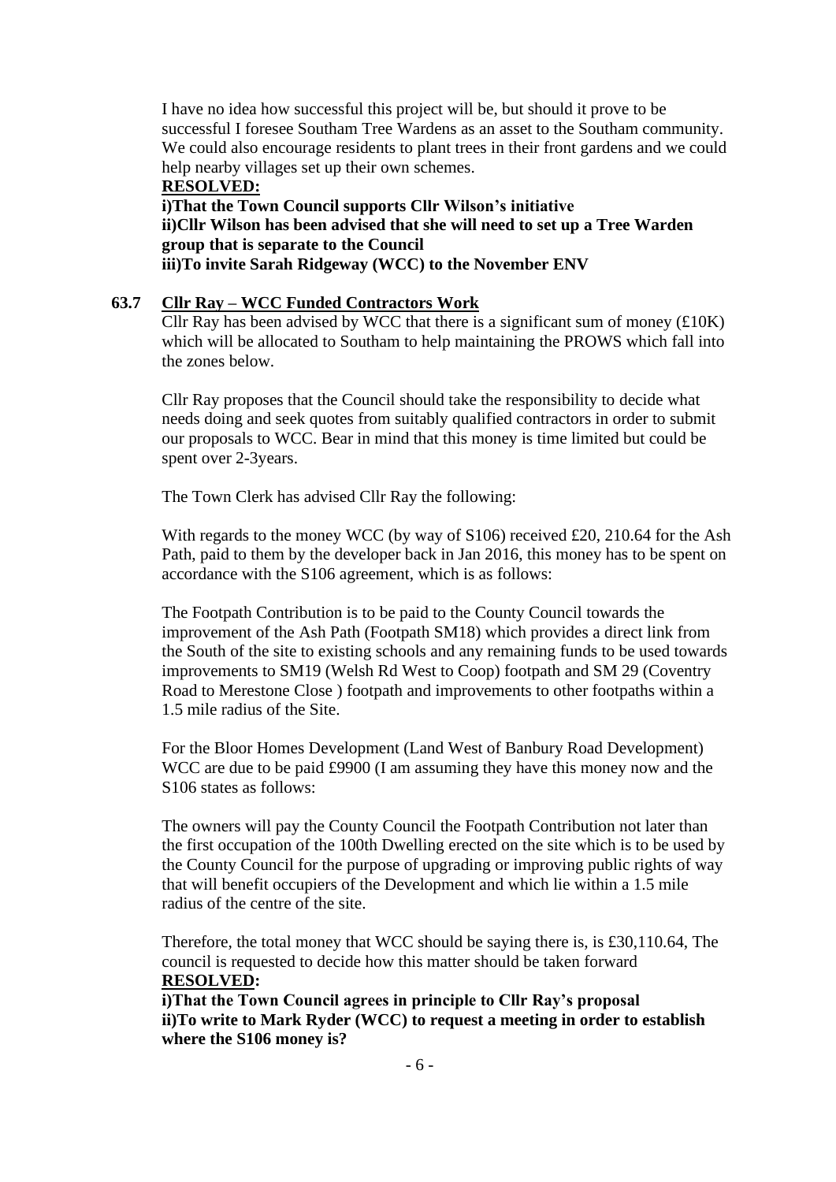I have no idea how successful this project will be, but should it prove to be successful I foresee Southam Tree Wardens as an asset to the Southam community. We could also encourage residents to plant trees in their front gardens and we could help nearby villages set up their own schemes.

**RESOLVED:**

**i)That the Town Council supports Cllr Wilson's initiative**
**ii)Cllr Wilson has been advised that she will need to set up a Tree Warden group that is separate to the Council**
**iii)To invite Sarah Ridgeway (WCC) to the November ENV**

**63.7 Cllr Ray – WCC Funded Contractors Work**

Cllr Ray has been advised by WCC that there is a significant sum of money (£10K) which will be allocated to Southam to help maintaining the PROWS which fall into the zones below.

Cllr Ray proposes that the Council should take the responsibility to decide what needs doing and seek quotes from suitably qualified contractors in order to submit our proposals to WCC. Bear in mind that this money is time limited but could be spent over 2-3years.

The Town Clerk has advised Cllr Ray the following:

With regards to the money WCC (by way of S106) received £20, 210.64 for the Ash Path, paid to them by the developer back in Jan 2016, this money has to be spent on accordance with the S106 agreement, which is as follows:

The Footpath Contribution is to be paid to the County Council towards the improvement of the Ash Path (Footpath SM18) which provides a direct link from the South of the site to existing schools and any remaining funds to be used towards improvements to SM19 (Welsh Rd West to Coop) footpath and SM 29 (Coventry Road to Merestone Close ) footpath and improvements to other footpaths within a 1.5 mile radius of the Site.

For the Bloor Homes Development (Land West of Banbury Road Development) WCC are due to be paid £9900 (I am assuming they have this money now and the S106 states as follows:

The owners will pay the County Council the Footpath Contribution not later than the first occupation of the 100th Dwelling erected on the site which is to be used by the County Council for the purpose of upgrading or improving public rights of way that will benefit occupiers of the Development and which lie within a 1.5 mile radius of the centre of the site.

Therefore, the total money that WCC should be saying there is, is £30,110.64, The council is requested to decide how this matter should be taken forward

**RESOLVED:**

**i)That the Town Council agrees in principle to Cllr Ray's proposal**
**ii)To write to Mark Ryder (WCC) to request a meeting in order to establish where the S106 money is?**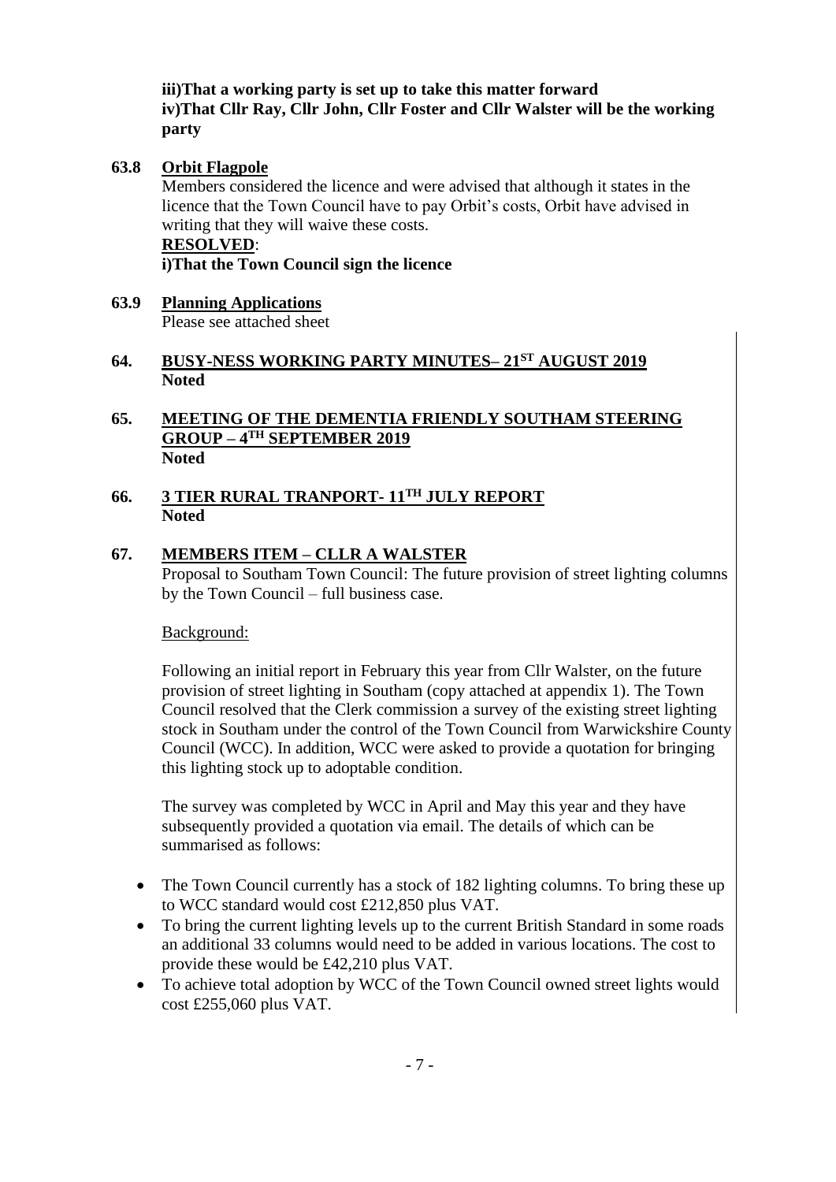**iii)That a working party is set up to take this matter forward**
**iv)That Cllr Ray, Cllr John, Cllr Foster and Cllr Walster will be the working party**

**63.8** **Orbit Flagpole**

Members considered the licence and were advised that although it states in the licence that the Town Council have to pay Orbit's costs, Orbit have advised in writing that they will waive these costs.

**RESOLVED**:
**i)That the Town Council sign the licence**

**63.9** **Planning Applications**

Please see attached sheet

## 64. BUSY-NESS WORKING PARTY MINUTES– 21ST AUGUST 2019

**Noted**

## 65. MEETING OF THE DEMENTIA FRIENDLY SOUTHAM STEERING GROUP – 4TH SEPTEMBER 2019

**Noted**

## 66. 3 TIER RURAL TRANPORT- 11TH JULY REPORT

**Noted**

## 67. MEMBERS ITEM – CLLR A WALSTER

Proposal to Southam Town Council: The future provision of street lighting columns by the Town Council – full business case.

Background:

Following an initial report in February this year from Cllr Walster, on the future provision of street lighting in Southam (copy attached at appendix 1). The Town Council resolved that the Clerk commission a survey of the existing street lighting stock in Southam under the control of the Town Council from Warwickshire County Council (WCC). In addition, WCC were asked to provide a quotation for bringing this lighting stock up to adoptable condition.

The survey was completed by WCC in April and May this year and they have subsequently provided a quotation via email. The details of which can be summarised as follows:

- The Town Council currently has a stock of 182 lighting columns. To bring these up to WCC standard would cost £212,850 plus VAT.
- To bring the current lighting levels up to the current British Standard in some roads an additional 33 columns would need to be added in various locations. The cost to provide these would be £42,210 plus VAT.
- To achieve total adoption by WCC of the Town Council owned street lights would cost £255,060 plus VAT.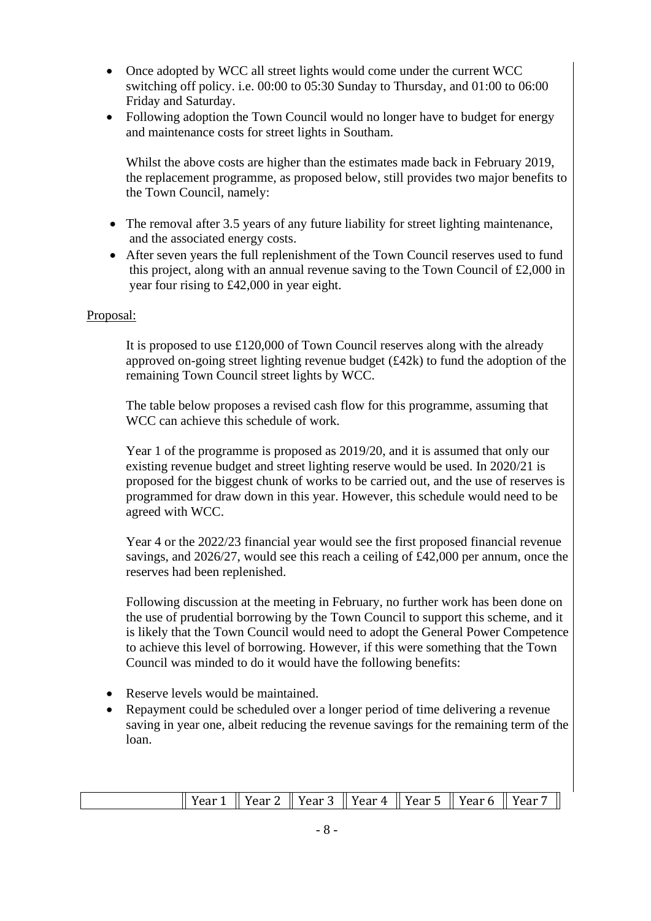- Once adopted by WCC all street lights would come under the current WCC switching off policy. i.e. 00:00 to 05:30 Sunday to Thursday, and 01:00 to 06:00 Friday and Saturday.
- Following adoption the Town Council would no longer have to budget for energy and maintenance costs for street lights in Southam.

Whilst the above costs are higher than the estimates made back in February 2019, the replacement programme, as proposed below, still provides two major benefits to the Town Council, namely:

- The removal after 3.5 years of any future liability for street lighting maintenance, and the associated energy costs.
- After seven years the full replenishment of the Town Council reserves used to fund this project, along with an annual revenue saving to the Town Council of £2,000 in year four rising to £42,000 in year eight.

Proposal:

It is proposed to use £120,000 of Town Council reserves along with the already approved on-going street lighting revenue budget (£42k) to fund the adoption of the remaining Town Council street lights by WCC.

The table below proposes a revised cash flow for this programme, assuming that WCC can achieve this schedule of work.

Year 1 of the programme is proposed as 2019/20, and it is assumed that only our existing revenue budget and street lighting reserve would be used. In 2020/21 is proposed for the biggest chunk of works to be carried out, and the use of reserves is programmed for draw down in this year. However, this schedule would need to be agreed with WCC.

Year 4 or the 2022/23 financial year would see the first proposed financial revenue savings, and 2026/27, would see this reach a ceiling of £42,000 per annum, once the reserves had been replenished.

Following discussion at the meeting in February, no further work has been done on the use of prudential borrowing by the Town Council to support this scheme, and it is likely that the Town Council would need to adopt the General Power Competence to achieve this level of borrowing. However, if this were something that the Town Council was minded to do it would have the following benefits:

- Reserve levels would be maintained.
- Repayment could be scheduled over a longer period of time delivering a revenue saving in year one, albeit reducing the revenue savings for the remaining term of the loan.

| | Year 1 | Year 2 | Year 3 | Year 4 | Year 5 | Year 6 | Year 7 |
|---|---|---|---|---|---|---|---|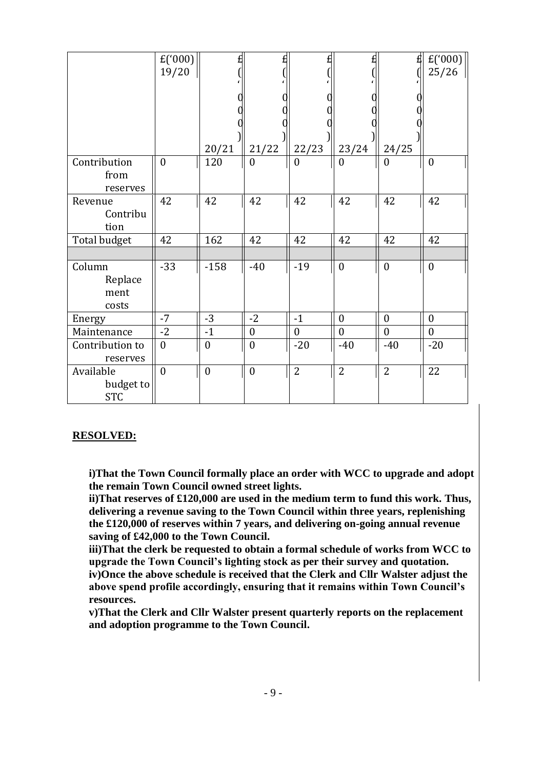| | £('000) 19/20 | £('000) 20/21 | £('000) 21/22 | £('000) 22/23 | £('000) 23/24 | £('000) 24/25 | £('000) 25/26 |
|---|---|---|---|---|---|---|---|
| Contribution from reserves | 0 | 120 | 0 | 0 | 0 | 0 | 0 |
| Revenue Contribution | 42 | 42 | 42 | 42 | 42 | 42 | 42 |
| Total budget | 42 | 162 | 42 | 42 | 42 | 42 | 42 |
| | | | | | | | |
| Column Replacement costs | -33 | -158 | -40 | -19 | 0 | 0 | 0 |
| Energy | -7 | -3 | -2 | -1 | 0 | 0 | 0 |
| Maintenance | -2 | -1 | 0 | 0 | 0 | 0 | 0 |
| Contribution to reserves | 0 | 0 | 0 | -20 | -40 | -40 | -20 |
| Available budget to STC | 0 | 0 | 0 | 2 | 2 | 2 | 22 |

**RESOLVED:**

**i)That the Town Council formally place an order with WCC to upgrade and adopt the remain Town Council owned street lights.**
**ii)That reserves of £120,000 are used in the medium term to fund this work. Thus, delivering a revenue saving to the Town Council within three years, replenishing the £120,000 of reserves within 7 years, and delivering on-going annual revenue saving of £42,000 to the Town Council.**
**iii)That the clerk be requested to obtain a formal schedule of works from WCC to upgrade the Town Council's lighting stock as per their survey and quotation.**
**iv)Once the above schedule is received that the Clerk and Cllr Walster adjust the above spend profile accordingly, ensuring that it remains within Town Council's resources.**
**v)That the Clerk and Cllr Walster present quarterly reports on the replacement and adoption programme to the Town Council.**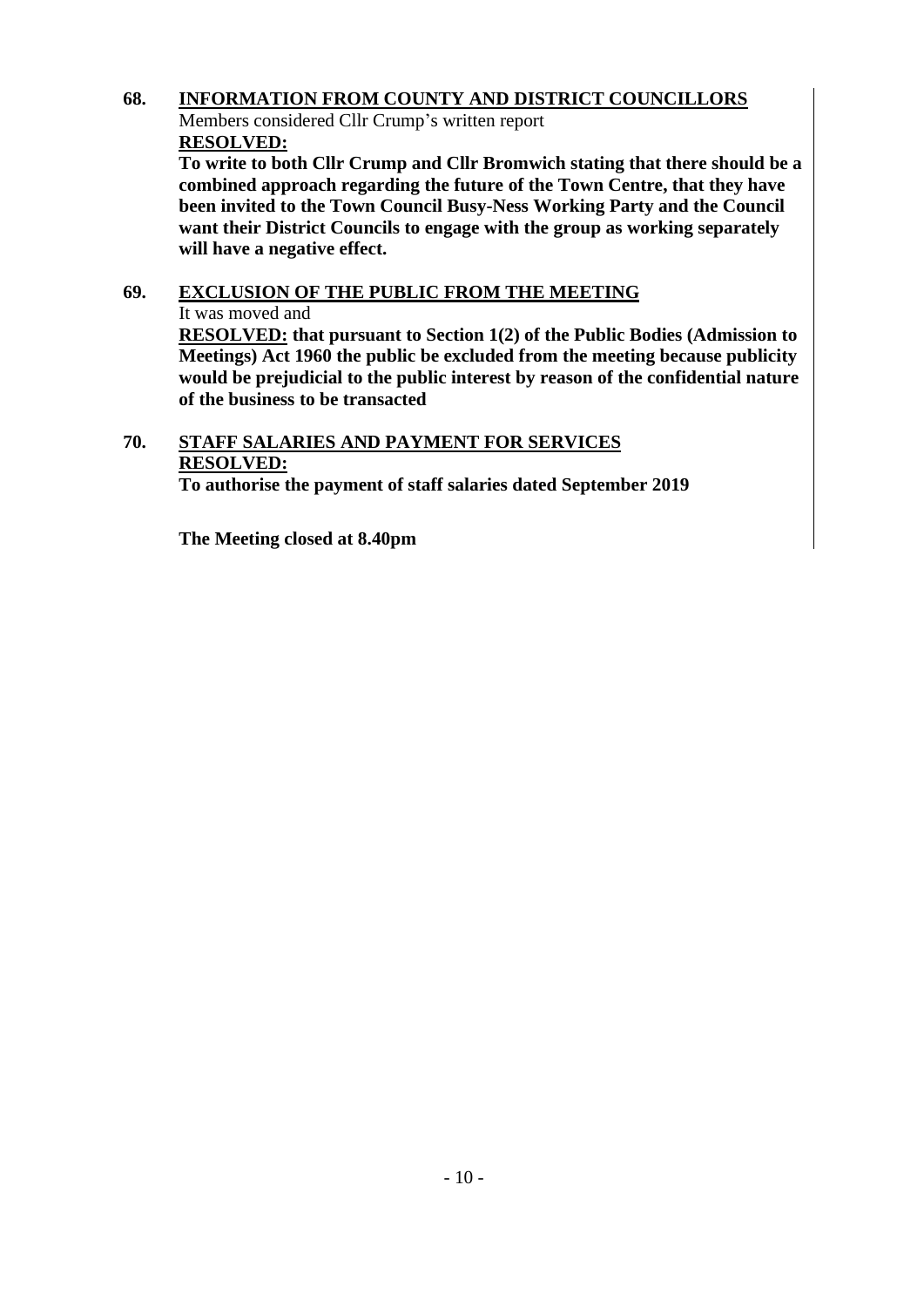**68. <u>INFORMATION FROM COUNTY AND DISTRICT COUNCILLORS</u>**

Members considered Cllr Crump's written report

**<u>RESOLVED:</u>**

**To write to both Cllr Crump and Cllr Bromwich stating that there should be a combined approach regarding the future of the Town Centre, that they have been invited to the Town Council Busy-Ness Working Party and the Council want their District Councils to engage with the group as working separately will have a negative effect.**

**69. <u>EXCLUSION OF THE PUBLIC FROM THE MEETING</u>**

It was moved and

**<u>RESOLVED:</u> that pursuant to Section 1(2) of the Public Bodies (Admission to Meetings) Act 1960 the public be excluded from the meeting because publicity would be prejudicial to the public interest by reason of the confidential nature of the business to be transacted**

**70. <u>STAFF SALARIES AND PAYMENT FOR SERVICES</u>**

**<u>RESOLVED:</u>**

**To authorise the payment of staff salaries dated September 2019**

**The Meeting closed at 8.40pm**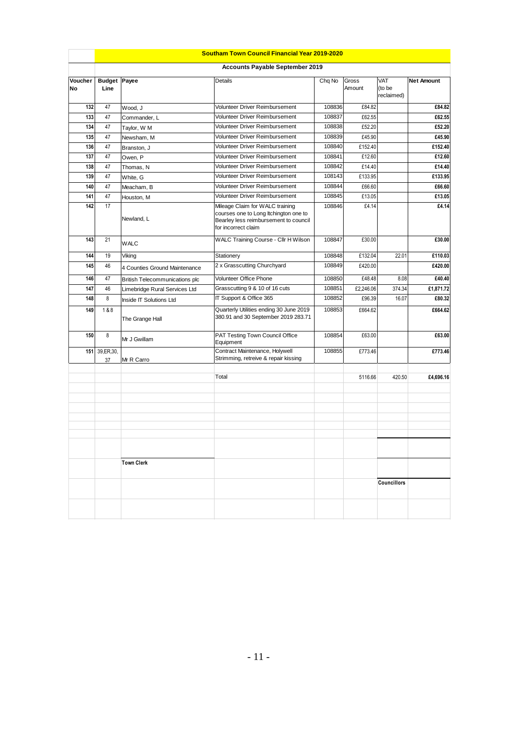## Southam Town Council Financial Year 2019-2020

### Accounts Payable September 2019

| Voucher No | Budget Line | Payee | Details | Chq No | Gross Amount | VAT (to be reclaimed) | Net Amount |
|---|---|---|---|---|---|---|---|
| 132 | 47 | Wood, J | Volunteer Driver Reimbursement | 108836 | £84.82 | | **£84.82** |
| 133 | 47 | Commander, L | Volunteer Driver Reimbursement | 108837 | £62.55 | | **£62.55** |
| 134 | 47 | Taylor, W M | Volunteer Driver Reimbursement | 108838 | £52.20 | | **£52.20** |
| 135 | 47 | Newsham, M | Volunteer Driver Reimbursement | 108839 | £45.90 | | **£45.90** |
| 136 | 47 | Branston, J | Volunteer Driver Reimbursement | 108840 | £152.40 | | **£152.40** |
| 137 | 47 | Owen, P | Volunteer Driver Reimbursement | 108841 | £12.60 | | **£12.60** |
| 138 | 47 | Thomas, N | Volunteer Driver Reimbursement | 108842 | £14.40 | | **£14.40** |
| 139 | 47 | White, G | Volunteer Driver Reimbursement | 108143 | £133.95 | | **£133.95** |
| 140 | 47 | Meacham, B | Volunteer Driver Reimbursement | 108844 | £66.60 | | **£66.60** |
| 141 | 47 | Houston, M | Volunteer Driver Reimbursement | 108845 | £13.05 | | **£13.05** |
| 142 | 17 | Newland, L | Mileage Claim for WALC training courses one to Long Itchington one to Bearley less reimbursement to council for incorrect claim | 108846 | £4.14 | | **£4.14** |
| 143 | 21 | WALC | WALC Training Course - Cllr H Wilson | 108847 | £30.00 | | **£30.00** |
| 144 | 19 | Viking | Stationery | 108848 | £132.04 | 22.01 | **£110.03** |
| 145 | 46 | 4 Counties Ground Maintenance | 2 x Grasscutting Churchyard | 108849 | £420.00 | | **£420.00** |
| 146 | 47 | British Telecommunications plc | Volunteer Office Phone | 108850 | £48.48 | 8.08 | **£40.40** |
| 147 | 46 | Limebridge Rural Services Ltd | Grasscutting 9 & 10 of 16 cuts | 108851 | £2,246.06 | 374.34 | **£1,871.72** |
| 148 | 8 | Inside IT Solutions Ltd | IT Support & Office 365 | 108852 | £96.39 | 16.07 | **£80.32** |
| 149 | 1 & 8 | The Grange Hall | Quarterly Utilities ending 30 June 2019 380.91 and 30 September 2019 283.71 | 108853 | £664.62 | | **£664.62** |
| 150 | 8 | Mr J Gwillam | PAT Testing Town Council Office Equipment | 108854 | £63.00 | | **£63.00** |
| 151 | 39,ER,30, 37 | Mr R Carro | Contract Maintenance, Holywell Strimming, retreive & repair kissing | 108855 | £773.46 | | **£773.46** |
| | | | Total | | 5116.66 | 420.50 | **£4,696.16** |

**Town Clerk**

**Councillors**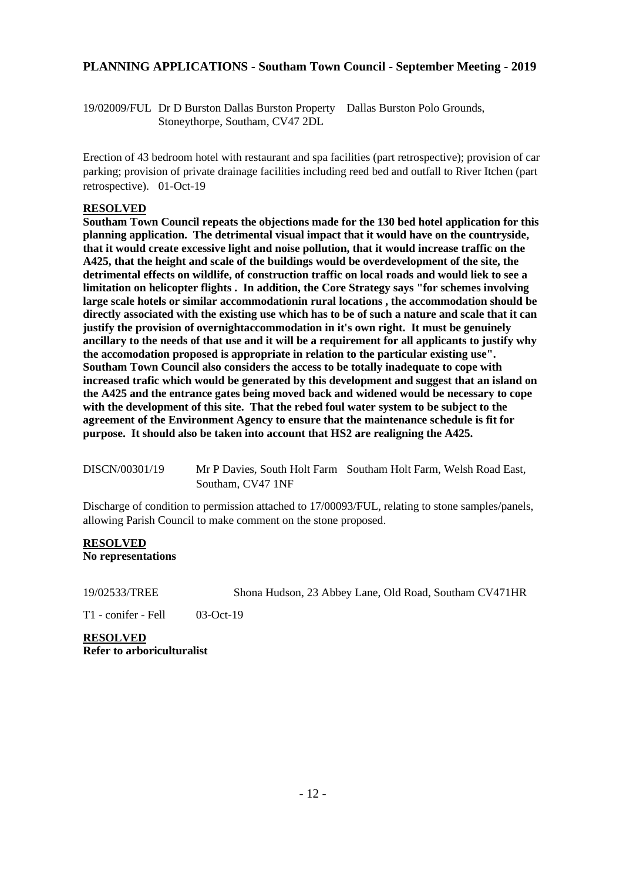## PLANNING APPLICATIONS - Southam Town Council - September Meeting - 2019

19/02009/FUL Dr D Burston Dallas Burston Property Dallas Burston Polo Grounds, Stoneythorpe, Southam, CV47 2DL

Erection of 43 bedroom hotel with restaurant and spa facilities (part retrospective); provision of car parking; provision of private drainage facilities including reed bed and outfall to River Itchen (part retrospective). 01-Oct-19

**RESOLVED**

**Southam Town Council repeats the objections made for the 130 bed hotel application for this planning application. The detrimental visual impact that it would have on the countryside, that it would create excessive light and noise pollution, that it would increase traffic on the A425, that the height and scale of the buildings would be overdevelopment of the site, the detrimental effects on wildlife, of construction traffic on local roads and would liek to see a limitation on helicopter flights . In addition, the Core Strategy says "for schemes involving large scale hotels or similar accommodationin rural locations , the accommodation should be directly associated with the existing use which has to be of such a nature and scale that it can justify the provision of overnightaccommodation in it's own right. It must be genuinely ancillary to the needs of that use and it will be a requirement for all applicants to justify why the accomodation proposed is appropriate in relation to the particular existing use". Southam Town Council also considers the access to be totally inadequate to cope with increased trafic which would be generated by this development and suggest that an island on the A425 and the entrance gates being moved back and widened would be necessary to cope with the development of this site. That the rebed foul water system to be subject to the agreement of the Environment Agency to ensure that the maintenance schedule is fit for purpose. It should also be taken into account that HS2 are realigning the A425.**

DISCN/00301/19 Mr P Davies, South Holt Farm Southam Holt Farm, Welsh Road East, Southam, CV47 1NF

Discharge of condition to permission attached to 17/00093/FUL, relating to stone samples/panels, allowing Parish Council to make comment on the stone proposed.

**RESOLVED**

**No representations**

19/02533/TREE Shona Hudson, 23 Abbey Lane, Old Road, Southam CV471HR

T1 - conifer - Fell 03-Oct-19

**RESOLVED**

**Refer to arboriculturalist**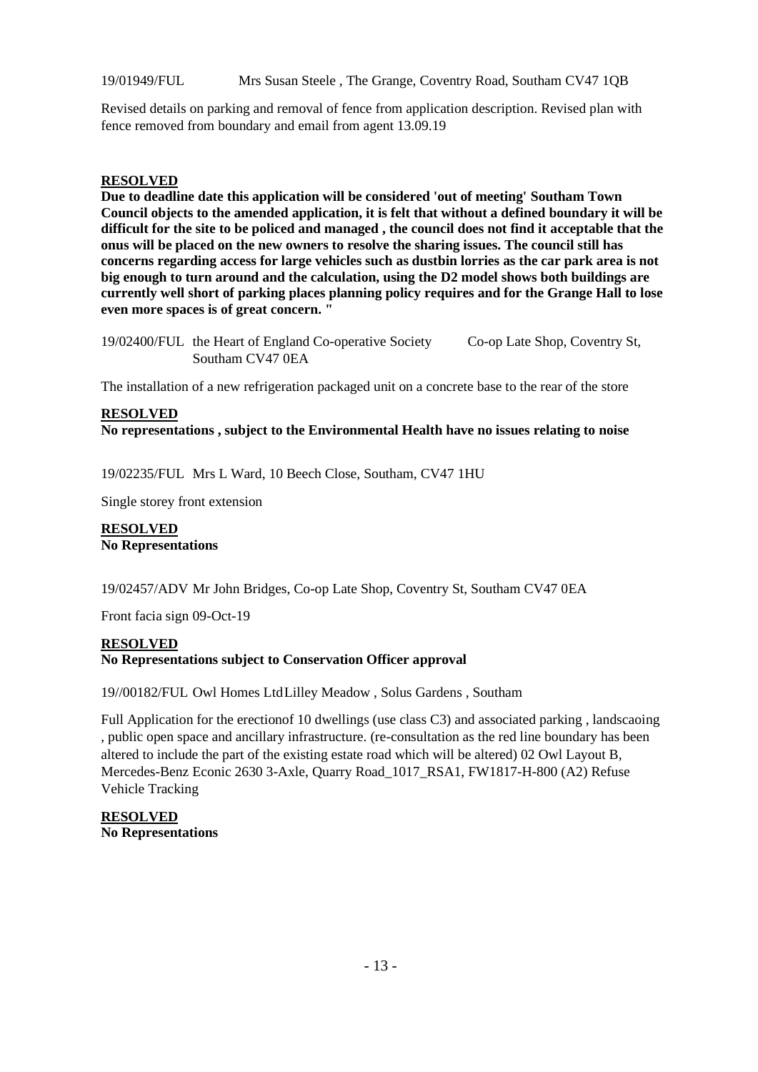19/01949/FUL Mrs Susan Steele , The Grange, Coventry Road, Southam CV47 1QB

Revised details on parking and removal of fence from application description. Revised plan with fence removed from boundary and email from agent 13.09.19

**RESOLVED**

**Due to deadline date this application will be considered 'out of meeting' Southam Town Council objects to the amended application, it is felt that without a defined boundary it will be difficult for the site to be policed and managed , the council does not find it acceptable that the onus will be placed on the new owners to resolve the sharing issues. The council still has concerns regarding access for large vehicles such as dustbin lorries as the car park area is not big enough to turn around and the calculation, using the D2 model shows both buildings are currently well short of parking places planning policy requires and for the Grange Hall to lose even more spaces is of great concern. "**

19/02400/FUL the Heart of England Co-operative Society Co-op Late Shop, Coventry St, Southam CV47 0EA

The installation of a new refrigeration packaged unit on a concrete base to the rear of the store

**RESOLVED**

**No representations , subject to the Environmental Health have no issues relating to noise**

19/02235/FUL Mrs L Ward, 10 Beech Close, Southam, CV47 1HU

Single storey front extension

**RESOLVED**

**No Representations**

19/02457/ADV Mr John Bridges, Co-op Late Shop, Coventry St, Southam CV47 0EA

Front facia sign 09-Oct-19

**RESOLVED**

**No Representations subject to Conservation Officer approval**

19//00182/FUL Owl Homes Ltd Lilley Meadow , Solus Gardens , Southam

Full Application for the erectionof 10 dwellings (use class C3) and associated parking , landscaoing , public open space and ancillary infrastructure. (re-consultation as the red line boundary has been altered to include the part of the existing estate road which will be altered) 02 Owl Layout B, Mercedes-Benz Econic 2630 3-Axle, Quarry Road_1017_RSA1, FW1817-H-800 (A2) Refuse Vehicle Tracking

**RESOLVED**

**No Representations**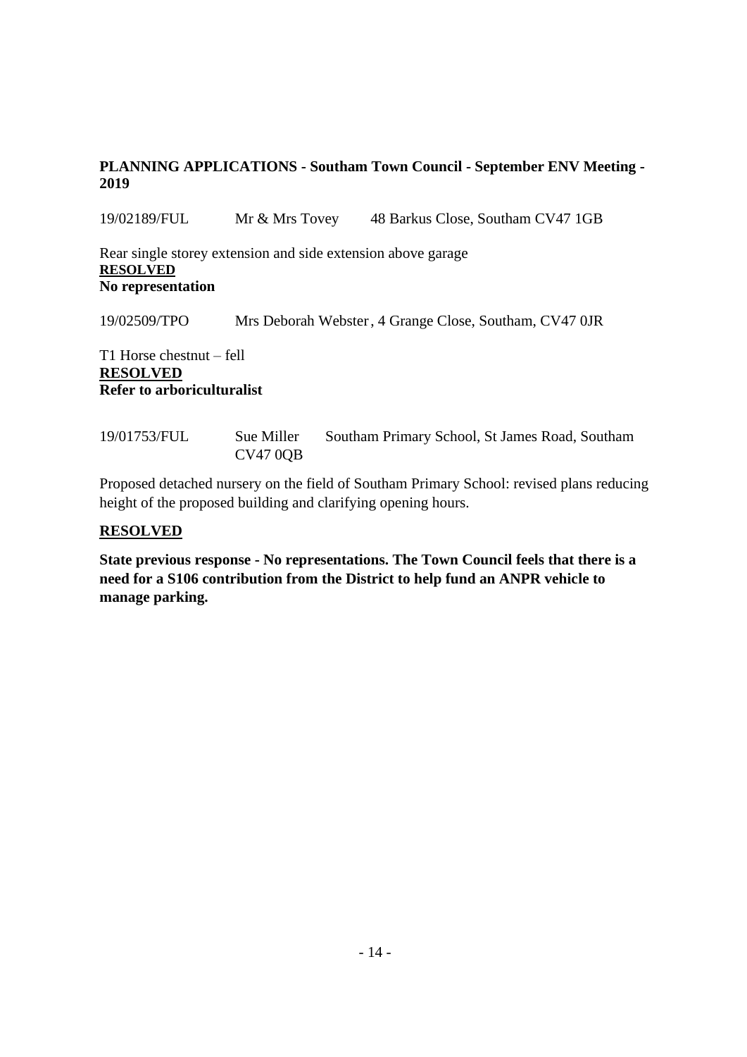**PLANNING APPLICATIONS - Southam Town Council - September ENV Meeting - 2019**

19/02189/FUL Mr & Mrs Tovey 48 Barkus Close, Southam CV47 1GB

Rear single storey extension and side extension above garage
**RESOLVED**
**No representation**

19/02509/TPO Mrs Deborah Webster, 4 Grange Close, Southam, CV47 0JR

T1 Horse chestnut – fell
**RESOLVED**
**Refer to arboriculturalist**

19/01753/FUL Sue Miller Southam Primary School, St James Road, Southam CV47 0QB

Proposed detached nursery on the field of Southam Primary School: revised plans reducing height of the proposed building and clarifying opening hours.

**RESOLVED**

**State previous response - No representations. The Town Council feels that there is a need for a S106 contribution from the District to help fund an ANPR vehicle to manage parking.**